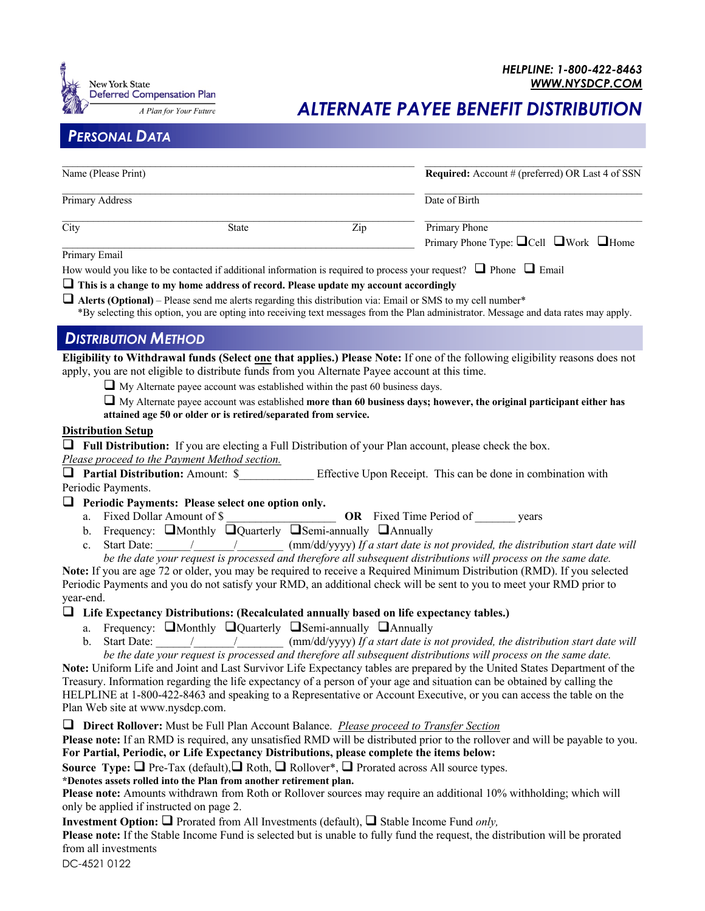New York State Deferred Compensation Plan
*A Plan for Your Future*

***HELPLINE: 1-800-422-8463***
***WWW.NYSDCP.COM***

# ALTERNATE PAYEE BENEFIT DISTRIBUTION

## PERSONAL DATA

Name (Please Print) ____________________ **Required:** Account # (preferred) OR Last 4 of SSN ____________________

Primary Address ____________________ Date of Birth ____________________

City ____________ State ____________ Zip ____________ Primary Phone ____________________

Primary Phone Type: ❑ Cell ❑ Work ❑ Home

Primary Email ____________________

How would you like to be contacted if additional information is required to process your request? ❑ Phone ❑ Email

❑ **This is a change to my home address of record. Please update my account accordingly**

❑ **Alerts (Optional)** – Please send me alerts regarding this distribution via: Email or SMS to my cell number*
*By selecting this option, you are opting into receiving text messages from the Plan administrator. Message and data rates may apply.

## DISTRIBUTION METHOD

**Eligibility to Withdrawal funds (Select one that applies.) Please Note:** If one of the following eligibility reasons does not apply, you are not eligible to distribute funds from you Alternate Payee account at this time.

❑ My Alternate payee account was established within the past 60 business days.

❑ My Alternate payee account was established **more than 60 business days; however, the original participant either has attained age 50 or older or is retired/separated from service.**

**Distribution Setup**

❑ **Full Distribution:** If you are electing a Full Distribution of your Plan account, please check the box.
*Please proceed to the Payment Method section.*

❑ **Partial Distribution:** Amount: $_____________ Effective Upon Receipt. This can be done in combination with Periodic Payments.

❑ **Periodic Payments: Please select one option only.**

a. Fixed Dollar Amount of $ __________________ **OR** Fixed Time Period of _______ years
b. Frequency: ❑ Monthly ❑ Quarterly ❑ Semi-annually ❑ Annually
c. Start Date: ______/_______/________ (mm/dd/yyyy) *If a start date is not provided, the distribution start date will be the date your request is processed and therefore all subsequent distributions will process on the same date.*

**Note:** If you are age 72 or older, you may be required to receive a Required Minimum Distribution (RMD). If you selected Periodic Payments and you do not satisfy your RMD, an additional check will be sent to you to meet your RMD prior to year-end.

❑ **Life Expectancy Distributions: (Recalculated annually based on life expectancy tables.)**

a. Frequency: ❑ Monthly ❑ Quarterly ❑ Semi-annually ❑ Annually
b. Start Date: ______/_______/________ (mm/dd/yyyy) *If a start date is not provided, the distribution start date will be the date your request is processed and therefore all subsequent distributions will process on the same date.*

**Note:** Uniform Life and Joint and Last Survivor Life Expectancy tables are prepared by the United States Department of the Treasury. Information regarding the life expectancy of a person of your age and situation can be obtained by calling the HELPLINE at 1-800-422-8463 and speaking to a Representative or Account Executive, or you can access the table on the Plan Web site at www.nysdcp.com.

❑ **Direct Rollover:** Must be Full Plan Account Balance. *Please proceed to Transfer Section*

**Please note:** If an RMD is required, any unsatisfied RMD will be distributed prior to the rollover and will be payable to you.

**For Partial, Periodic, or Life Expectancy Distributions, please complete the items below:**

**Source Type:** ❑ Pre-Tax (default), ❑ Roth, ❑ Rollover*, ❑ Prorated across All source types.

***Denotes assets rolled into the Plan from another retirement plan.**

**Please note:** Amounts withdrawn from Roth or Rollover sources may require an additional 10% withholding; which will only be applied if instructed on page 2.

**Investment Option:** ❑ Prorated from All Investments (default), ❑ Stable Income Fund *only,*

**Please note:** If the Stable Income Fund is selected but is unable to fully fund the request, the distribution will be prorated from all investments

DC-4521 0122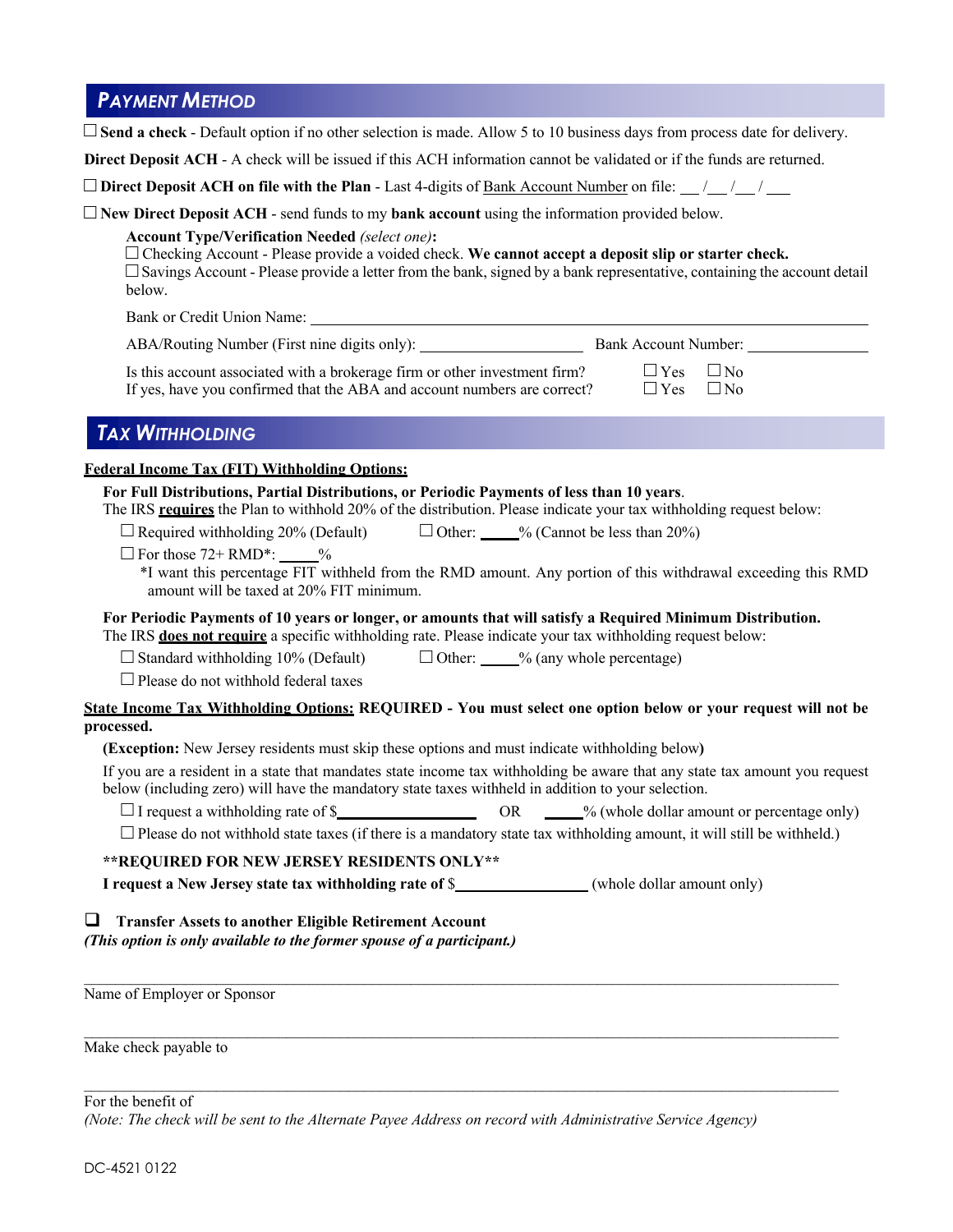## PAYMENT METHOD

☐ **Send a check** - Default option if no other selection is made. Allow 5 to 10 business days from process date for delivery.

**Direct Deposit ACH** - A check will be issued if this ACH information cannot be validated or if the funds are returned.

☐ **Direct Deposit ACH on file with the Plan** - Last 4-digits of Bank Account Number on file: __ /__ /__ / __

☐ **New Direct Deposit ACH** - send funds to my **bank account** using the information provided below.

**Account Type/Verification Needed** *(select one)***:**

☐ Checking Account - Please provide a voided check. **We cannot accept a deposit slip or starter check.**

☐ Savings Account - Please provide a letter from the bank, signed by a bank representative, containing the account detail below.

Bank or Credit Union Name: ______________________________

ABA/Routing Number (First nine digits only): ____________________ Bank Account Number: ______________

Is this account associated with a brokerage firm or other investment firm? ☐ Yes ☐ No

If yes, have you confirmed that the ABA and account numbers are correct? ☐ Yes ☐ No

## TAX WITHHOLDING

**Federal Income Tax (FIT) Withholding Options:**

**For Full Distributions, Partial Distributions, or Periodic Payments of less than 10 years**.
The IRS **requires** the Plan to withhold 20% of the distribution. Please indicate your tax withholding request below:

☐ Required withholding 20% (Default) ☐ Other: _____% (Cannot be less than 20%)

☐ For those 72+ RMD*: _____%

*I want this percentage FIT withheld from the RMD amount. Any portion of this withdrawal exceeding this RMD amount will be taxed at 20% FIT minimum.

**For Periodic Payments of 10 years or longer, or amounts that will satisfy a Required Minimum Distribution.**
The IRS **does not require** a specific withholding rate. Please indicate your tax withholding request below:

☐ Standard withholding 10% (Default) ☐ Other: _____% (any whole percentage)

☐ Please do not withhold federal taxes

**State Income Tax Withholding Options: REQUIRED - You must select one option below or your request will not be processed.**

**(Exception:** New Jersey residents must skip these options and must indicate withholding below**)**

If you are a resident in a state that mandates state income tax withholding be aware that any state tax amount you request below (including zero) will have the mandatory state taxes withheld in addition to your selection.

☐ I request a withholding rate of $________________ OR _____% (whole dollar amount or percentage only)

☐ Please do not withhold state taxes (if there is a mandatory state tax withholding amount, it will still be withheld.)

**\*\*REQUIRED FOR NEW JERSEY RESIDENTS ONLY\*\***

**I request a New Jersey state tax withholding rate of $**________________ (whole dollar amount only)

☐ **Transfer Assets to another Eligible Retirement Account**
***(This option is only available to the former spouse of a participant.)***

______________________________________________
Name of Employer or Sponsor

______________________________________________
Make check payable to

______________________________________________
For the benefit of
*(Note: The check will be sent to the Alternate Payee Address on record with Administrative Service Agency)*

DC-4521 0122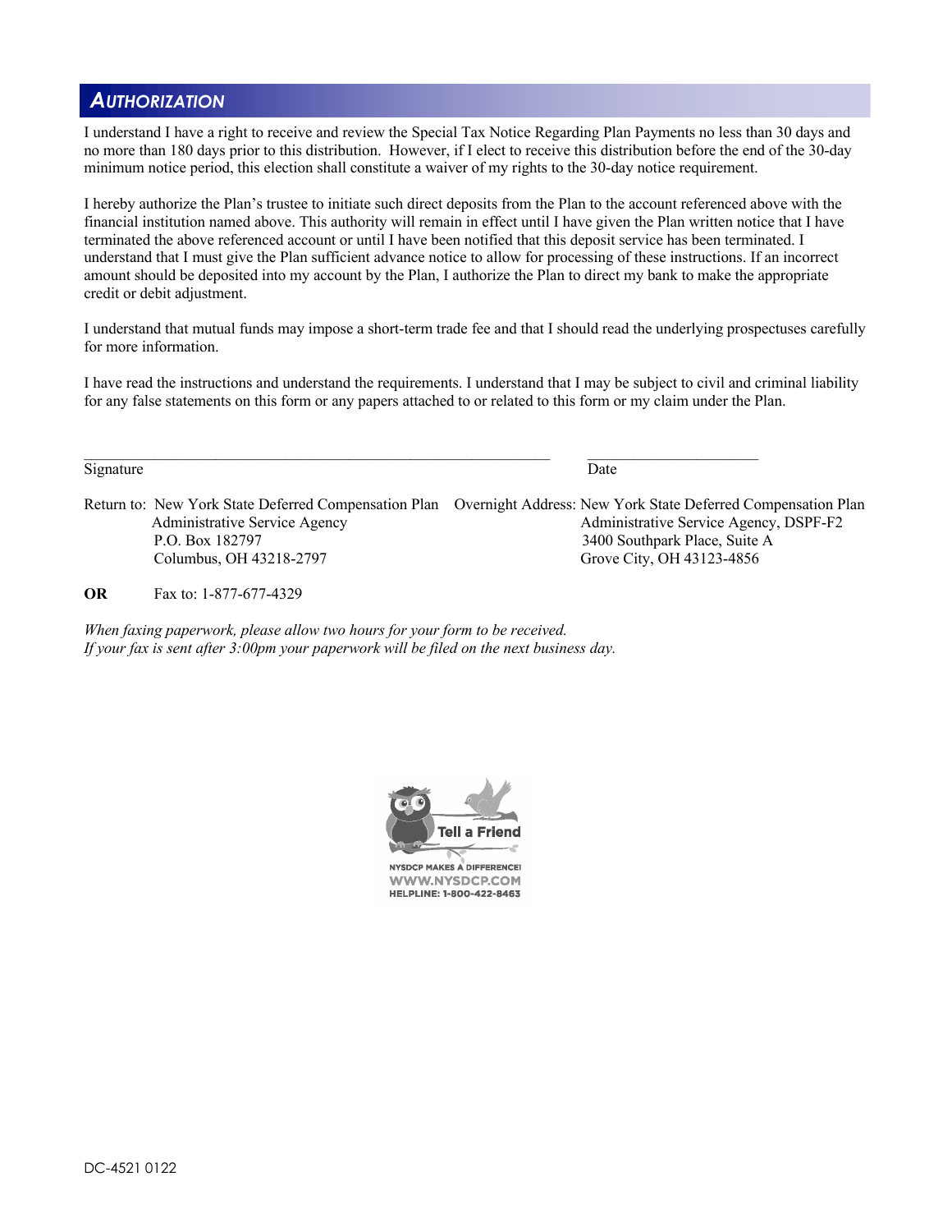## AUTHORIZATION

I understand I have a right to receive and review the Special Tax Notice Regarding Plan Payments no less than 30 days and no more than 180 days prior to this distribution. However, if I elect to receive this distribution before the end of the 30-day minimum notice period, this election shall constitute a waiver of my rights to the 30-day notice requirement.

I hereby authorize the Plan's trustee to initiate such direct deposits from the Plan to the account referenced above with the financial institution named above. This authority will remain in effect until I have given the Plan written notice that I have terminated the above referenced account or until I have been notified that this deposit service has been terminated. I understand that I must give the Plan sufficient advance notice to allow for processing of these instructions. If an incorrect amount should be deposited into my account by the Plan, I authorize the Plan to direct my bank to make the appropriate credit or debit adjustment.

I understand that mutual funds may impose a short-term trade fee and that I should read the underlying prospectuses carefully for more information.

I have read the instructions and understand the requirements. I understand that I may be subject to civil and criminal liability for any false statements on this form or any papers attached to or related to this form or my claim under the Plan.

_______________________________________________ &nbsp;&nbsp;&nbsp; ____________________

Signature &nbsp;&nbsp;&nbsp;&nbsp;&nbsp;&nbsp;&nbsp;&nbsp;&nbsp;&nbsp;&nbsp;&nbsp;&nbsp;&nbsp;&nbsp;&nbsp;&nbsp;&nbsp;&nbsp;&nbsp;&nbsp;&nbsp;&nbsp;&nbsp;&nbsp;&nbsp;&nbsp;&nbsp;&nbsp;&nbsp;&nbsp;&nbsp;&nbsp;&nbsp;&nbsp;&nbsp;&nbsp;&nbsp;&nbsp;&nbsp; Date

Return to: New York State Deferred Compensation Plan
Administrative Service Agency
P.O. Box 182797
Columbus, OH 43218-2797

Overnight Address: New York State Deferred Compensation Plan
Administrative Service Agency, DSPF-F2
3400 Southpark Place, Suite A
Grove City, OH 43123-4856

**OR** Fax to: 1-877-677-4329

*When faxing paperwork, please allow two hours for your form to be received.*
*If your fax is sent after 3:00pm your paperwork will be filed on the next business day.*

Tell a Friend
NYSDCP MAKES A DIFFERENCE!
WWW.NYSDCP.COM
HELPLINE: 1-800-422-8463

DC-4521 0122